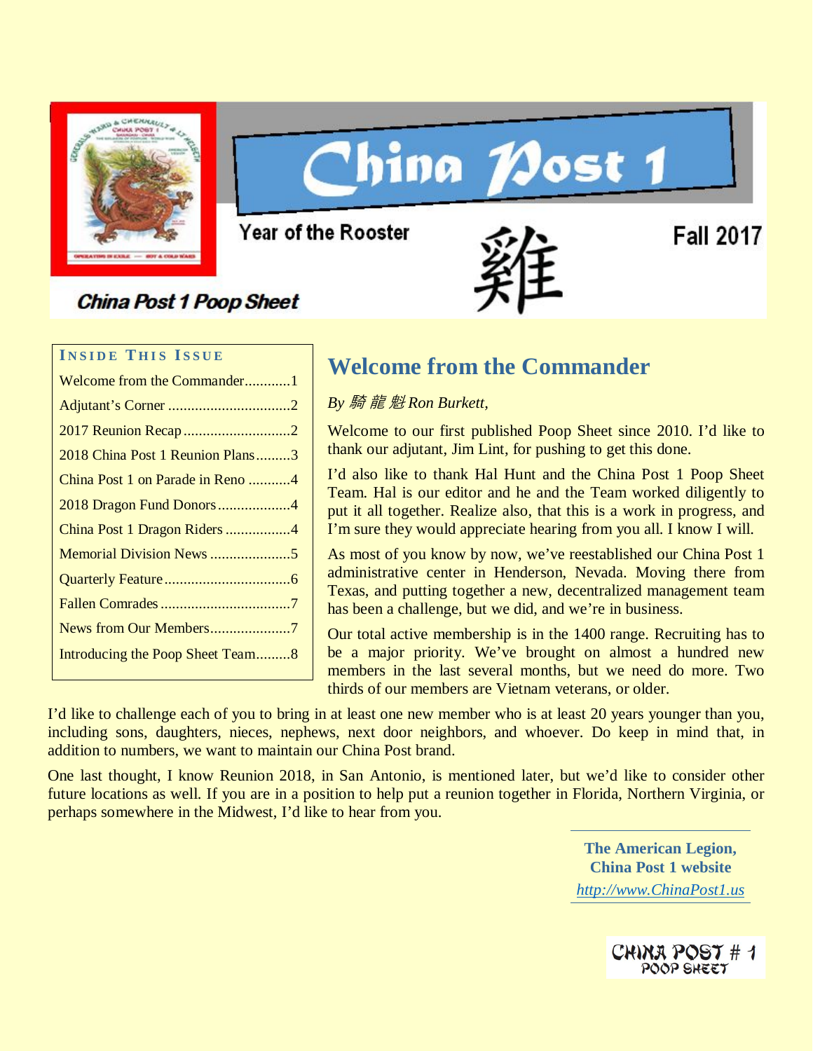# China Post 1

Year of the Rooster

雞

Fall 2017

**China Post 1 Poop Sheet**

**INSIDE THIS ISSUE**

- Welcome from the Commander............1
- Adjutant's Corner ................................2
- 2017 Reunion Recap ............................2
- 2018 China Post 1 Reunion Plans.........3
- China Post 1 on Parade in Reno ...........4
- 2018 Dragon Fund Donors ...................4
- China Post 1 Dragon Riders .................4
- Memorial Division News .....................5
- Quarterly Feature .................................6
- Fallen Comrades ..................................7
- News from Our Members.....................7
- Introducing the Poop Sheet Team.........8

## Welcome from the Commander

*By 騎 龍 魁 Ron Burkett,*

Welcome to our first published Poop Sheet since 2010. I'd like to thank our adjutant, Jim Lint, for pushing to get this done.

I'd also like to thank Hal Hunt and the China Post 1 Poop Sheet Team. Hal is our editor and he and the Team worked diligently to put it all together. Realize also, that this is a work in progress, and I'm sure they would appreciate hearing from you all. I know I will.

As most of you know by now, we've reestablished our China Post 1 administrative center in Henderson, Nevada. Moving there from Texas, and putting together a new, decentralized management team has been a challenge, but we did, and we're in business.

Our total active membership is in the 1400 range. Recruiting has to be a major priority. We've brought on almost a hundred new members in the last several months, but we need do more. Two thirds of our members are Vietnam veterans, or older.

I'd like to challenge each of you to bring in at least one new member who is at least 20 years younger than you, including sons, daughters, nieces, nephews, next door neighbors, and whoever. Do keep in mind that, in addition to numbers, we want to maintain our China Post brand.

One last thought, I know Reunion 2018, in San Antonio, is mentioned later, but we'd like to consider other future locations as well. If you are in a position to help put a reunion together in Florida, Northern Virginia, or perhaps somewhere in the Midwest, I'd like to hear from you.

**The American Legion, China Post 1 website**
*http://www.ChinaPost1.us*

CHINA POST # 1 POOP SHEET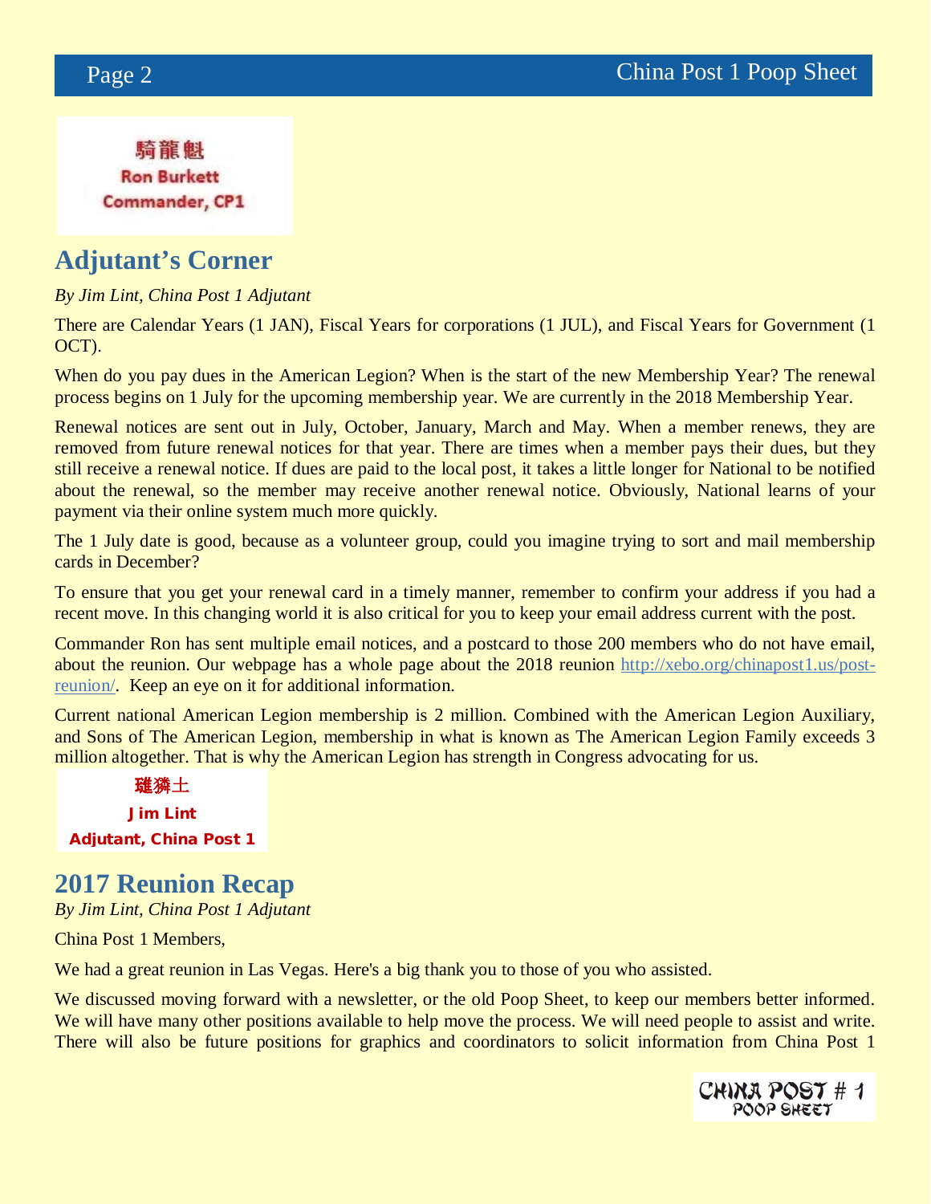騎龍魁
Ron Burkett
Commander, CP1

## Adjutant's Corner

*By Jim Lint, China Post 1 Adjutant*

There are Calendar Years (1 JAN), Fiscal Years for corporations (1 JUL), and Fiscal Years for Government (1 OCT).

When do you pay dues in the American Legion? When is the start of the new Membership Year? The renewal process begins on 1 July for the upcoming membership year. We are currently in the 2018 Membership Year.

Renewal notices are sent out in July, October, January, March and May. When a member renews, they are removed from future renewal notices for that year. There are times when a member pays their dues, but they still receive a renewal notice. If dues are paid to the local post, it takes a little longer for National to be notified about the renewal, so the member may receive another renewal notice. Obviously, National learns of your payment via their online system much more quickly.

The 1 July date is good, because as a volunteer group, could you imagine trying to sort and mail membership cards in December?

To ensure that you get your renewal card in a timely manner, remember to confirm your address if you had a recent move. In this changing world it is also critical for you to keep your email address current with the post.

Commander Ron has sent multiple email notices, and a postcard to those 200 members who do not have email, about the reunion. Our webpage has a whole page about the 2018 reunion http://xebo.org/chinapost1.us/post-reunion/. Keep an eye on it for additional information.

Current national American Legion membership is 2 million. Combined with the American Legion Auxiliary, and Sons of The American Legion, membership in what is known as The American Legion Family exceeds 3 million altogether. That is why the American Legion has strength in Congress advocating for us.

礶狮土
Jim Lint
Adjutant, China Post 1

## 2017 Reunion Recap

*By Jim Lint, China Post 1 Adjutant*

China Post 1 Members,

We had a great reunion in Las Vegas. Here's a big thank you to those of you who assisted.

We discussed moving forward with a newsletter, or the old Poop Sheet, to keep our members better informed. We will have many other positions available to help move the process. We will need people to assist and write. There will also be future positions for graphics and coordinators to solicit information from China Post 1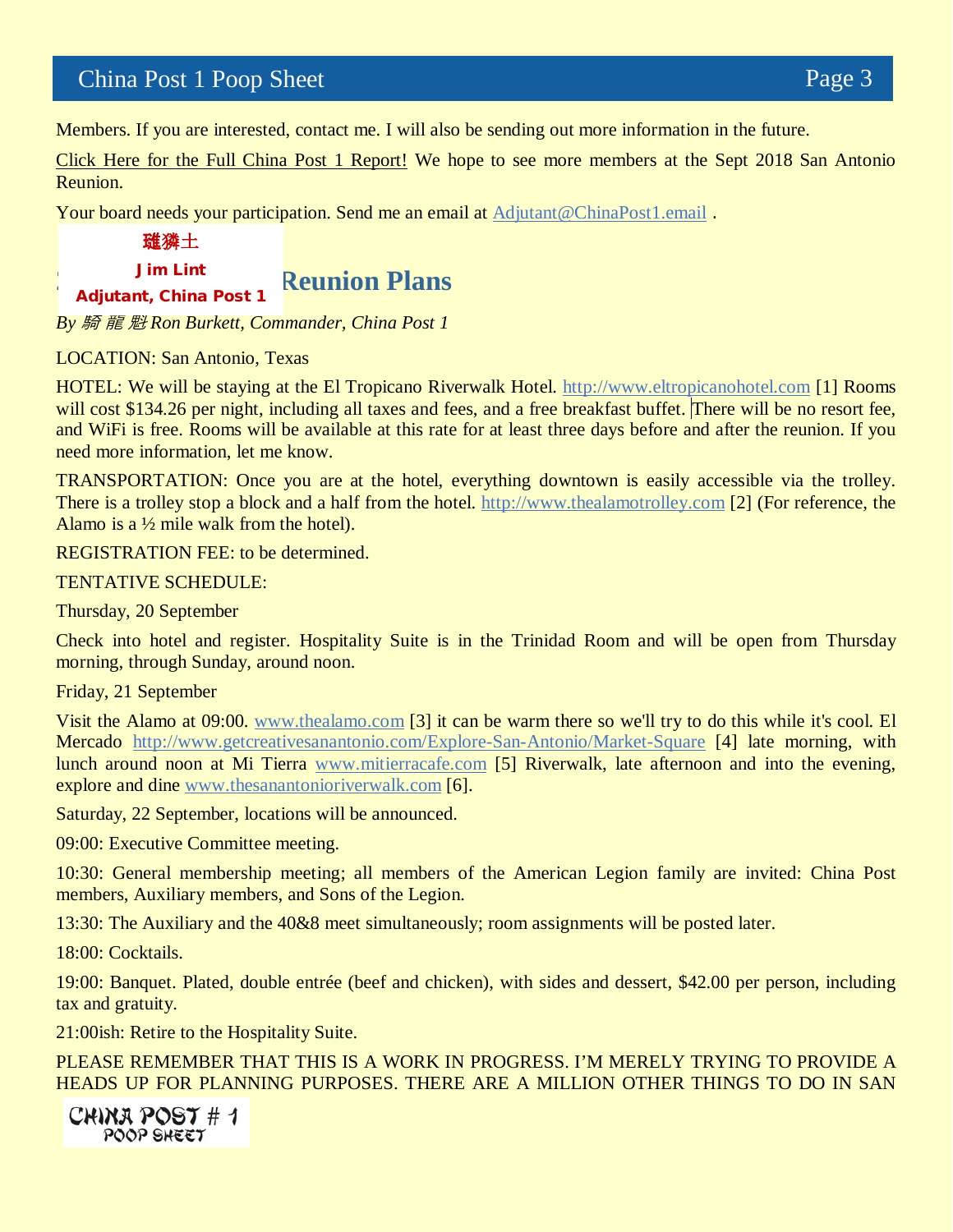Members. If you are interested, contact me. I will also be sending out more information in the future.

Click Here for the Full China Post 1 Report! We hope to see more members at the Sept 2018 San Antonio Reunion.

Your board needs your participation. Send me an email at Adjutant@ChinaPost1.email .

**璀獬土**
**Jim Lint**
**Adjutant, China Post 1**

## Reunion Plans

*By 騎 龍 魁 Ron Burkett, Commander, China Post 1*

LOCATION: San Antonio, Texas

HOTEL: We will be staying at the El Tropicano Riverwalk Hotel. http://www.eltropicanohotel.com [1] Rooms will cost $134.26 per night, including all taxes and fees, and a free breakfast buffet. There will be no resort fee, and WiFi is free. Rooms will be available at this rate for at least three days before and after the reunion. If you need more information, let me know.

TRANSPORTATION: Once you are at the hotel, everything downtown is easily accessible via the trolley. There is a trolley stop a block and a half from the hotel. http://www.thealamotrolley.com [2] (For reference, the Alamo is a ½ mile walk from the hotel).

REGISTRATION FEE: to be determined.

TENTATIVE SCHEDULE:

Thursday, 20 September

Check into hotel and register. Hospitality Suite is in the Trinidad Room and will be open from Thursday morning, through Sunday, around noon.

Friday, 21 September

Visit the Alamo at 09:00. www.thealamo.com [3] it can be warm there so we'll try to do this while it's cool. El Mercado http://www.getcreativesanantonio.com/Explore-San-Antonio/Market-Square [4] late morning, with lunch around noon at Mi Tierra www.mitierracafe.com [5] Riverwalk, late afternoon and into the evening, explore and dine www.thesanantonioriverwalk.com [6].

Saturday, 22 September, locations will be announced.

09:00: Executive Committee meeting.

10:30: General membership meeting; all members of the American Legion family are invited: China Post members, Auxiliary members, and Sons of the Legion.

13:30: The Auxiliary and the 40&8 meet simultaneously; room assignments will be posted later.

18:00: Cocktails.

19:00: Banquet. Plated, double entrée (beef and chicken), with sides and dessert, $42.00 per person, including tax and gratuity.

21:00ish: Retire to the Hospitality Suite.

PLEASE REMEMBER THAT THIS IS A WORK IN PROGRESS. I'M MERELY TRYING TO PROVIDE A HEADS UP FOR PLANNING PURPOSES. THERE ARE A MILLION OTHER THINGS TO DO IN SAN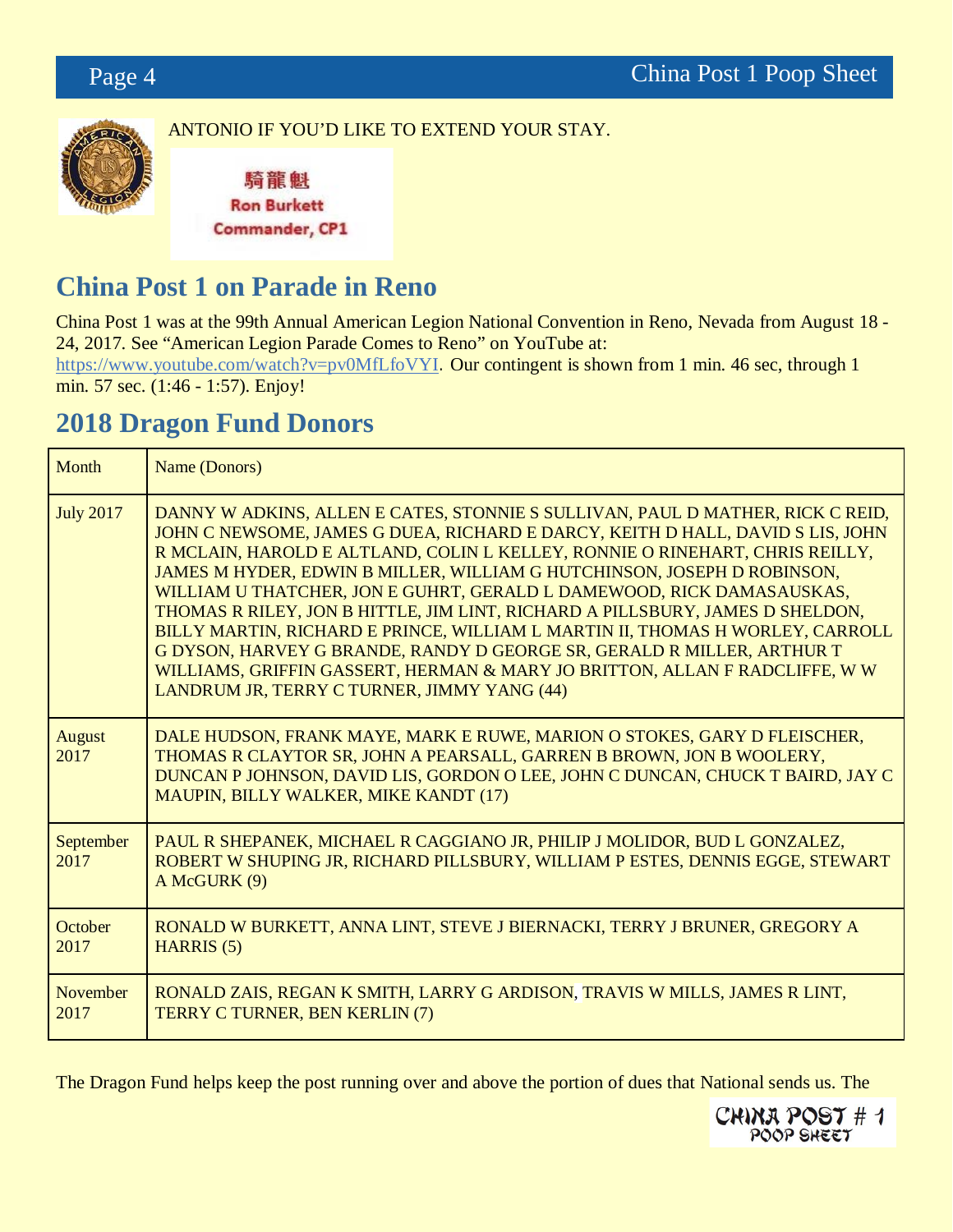ANTONIO IF YOU'D LIKE TO EXTEND YOUR STAY.

騎龍魁
**Ron Burkett**
**Commander, CP1**

## China Post 1 on Parade in Reno

China Post 1 was at the 99th Annual American Legion National Convention in Reno, Nevada from August 18 - 24, 2017. See "American Legion Parade Comes to Reno" on YouTube at: https://www.youtube.com/watch?v=pv0MfLfoVYI. Our contingent is shown from 1 min. 46 sec, through 1 min. 57 sec. (1:46 - 1:57). Enjoy!

## 2018 Dragon Fund Donors

| Month | Name (Donors) |
|---|---|
| July 2017 | DANNY W ADKINS, ALLEN E CATES, STONNIE S SULLIVAN, PAUL D MATHER, RICK C REID, JOHN C NEWSOME, JAMES G DUEA, RICHARD E DARCY, KEITH D HALL, DAVID S LIS, JOHN R MCLAIN, HAROLD E ALTLAND, COLIN L KELLEY, RONNIE O RINEHART, CHRIS REILLY, JAMES M HYDER, EDWIN B MILLER, WILLIAM G HUTCHINSON, JOSEPH D ROBINSON, WILLIAM U THATCHER, JON E GUHRT, GERALD L DAMEWOOD, RICK DAMASAUSKAS, THOMAS R RILEY, JON B HITTLE, JIM LINT, RICHARD A PILLSBURY, JAMES D SHELDON, BILLY MARTIN, RICHARD E PRINCE, WILLIAM L MARTIN II, THOMAS H WORLEY, CARROLL G DYSON, HARVEY G BRANDE, RANDY D GEORGE SR, GERALD R MILLER, ARTHUR T WILLIAMS, GRIFFIN GASSERT, HERMAN & MARY JO BRITTON, ALLAN F RADCLIFFE, W W LANDRUM JR, TERRY C TURNER, JIMMY YANG (44) |
| August 2017 | DALE HUDSON, FRANK MAYE, MARK E RUWE, MARION O STOKES, GARY D FLEISCHER, THOMAS R CLAYTOR SR, JOHN A PEARSALL, GARREN B BROWN, JON B WOOLERY, DUNCAN P JOHNSON, DAVID LIS, GORDON O LEE, JOHN C DUNCAN, CHUCK T BAIRD, JAY C MAUPIN, BILLY WALKER, MIKE KANDT (17) |
| September 2017 | PAUL R SHEPANEK, MICHAEL R CAGGIANO JR, PHILIP J MOLIDOR, BUD L GONZALEZ, ROBERT W SHUPING JR, RICHARD PILLSBURY, WILLIAM P ESTES, DENNIS EGGE, STEWART A McGURK (9) |
| October 2017 | RONALD W BURKETT, ANNA LINT, STEVE J BIERNACKI, TERRY J BRUNER, GREGORY A HARRIS (5) |
| November 2017 | RONALD ZAIS, REGAN K SMITH, LARRY G ARDISON, TRAVIS W MILLS, JAMES R LINT, TERRY C TURNER, BEN KERLIN (7) |

The Dragon Fund helps keep the post running over and above the portion of dues that National sends us. The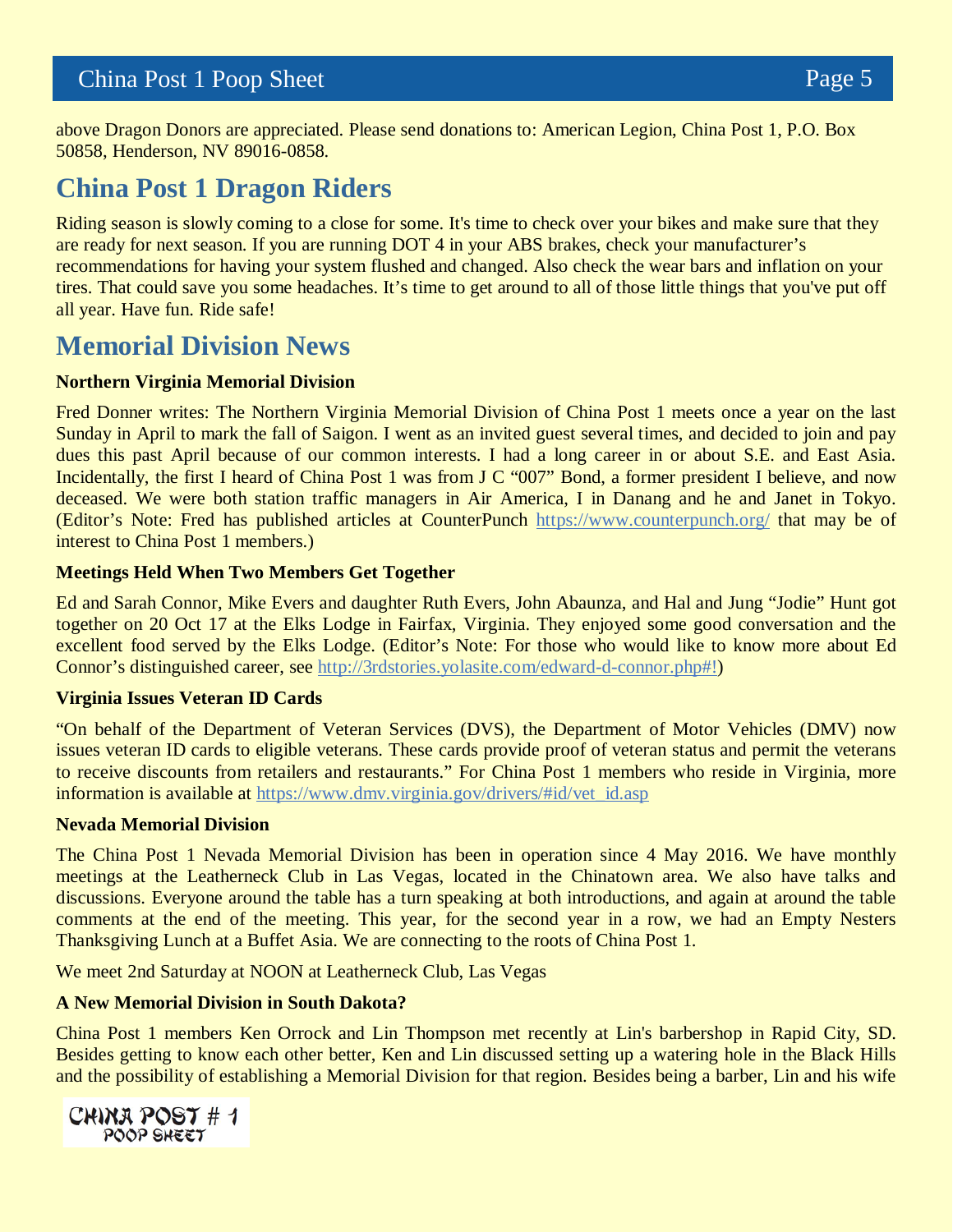above Dragon Donors are appreciated. Please send donations to: American Legion, China Post 1, P.O. Box 50858, Henderson, NV 89016-0858.

## China Post 1 Dragon Riders

Riding season is slowly coming to a close for some. It's time to check over your bikes and make sure that they are ready for next season. If you are running DOT 4 in your ABS brakes, check your manufacturer's recommendations for having your system flushed and changed. Also check the wear bars and inflation on your tires. That could save you some headaches. It's time to get around to all of those little things that you've put off all year. Have fun. Ride safe!

## Memorial Division News

**Northern Virginia Memorial Division**

Fred Donner writes: The Northern Virginia Memorial Division of China Post 1 meets once a year on the last Sunday in April to mark the fall of Saigon. I went as an invited guest several times, and decided to join and pay dues this past April because of our common interests. I had a long career in or about S.E. and East Asia. Incidentally, the first I heard of China Post 1 was from J C "007" Bond, a former president I believe, and now deceased. We were both station traffic managers in Air America, I in Danang and he and Janet in Tokyo. (Editor's Note: Fred has published articles at CounterPunch https://www.counterpunch.org/ that may be of interest to China Post 1 members.)

**Meetings Held When Two Members Get Together**

Ed and Sarah Connor, Mike Evers and daughter Ruth Evers, John Abaunza, and Hal and Jung "Jodie" Hunt got together on 20 Oct 17 at the Elks Lodge in Fairfax, Virginia. They enjoyed some good conversation and the excellent food served by the Elks Lodge. (Editor's Note: For those who would like to know more about Ed Connor's distinguished career, see http://3rdstories.yolasite.com/edward-d-connor.php#!)

**Virginia Issues Veteran ID Cards**

"On behalf of the Department of Veteran Services (DVS), the Department of Motor Vehicles (DMV) now issues veteran ID cards to eligible veterans. These cards provide proof of veteran status and permit the veterans to receive discounts from retailers and restaurants." For China Post 1 members who reside in Virginia, more information is available at https://www.dmv.virginia.gov/drivers/#id/vet_id.asp

**Nevada Memorial Division**

The China Post 1 Nevada Memorial Division has been in operation since 4 May 2016. We have monthly meetings at the Leatherneck Club in Las Vegas, located in the Chinatown area. We also have talks and discussions. Everyone around the table has a turn speaking at both introductions, and again at around the table comments at the end of the meeting. This year, for the second year in a row, we had an Empty Nesters Thanksgiving Lunch at a Buffet Asia. We are connecting to the roots of China Post 1.

We meet 2nd Saturday at NOON at Leatherneck Club, Las Vegas

**A New Memorial Division in South Dakota?**

China Post 1 members Ken Orrock and Lin Thompson met recently at Lin's barbershop in Rapid City, SD. Besides getting to know each other better, Ken and Lin discussed setting up a watering hole in the Black Hills and the possibility of establishing a Memorial Division for that region. Besides being a barber, Lin and his wife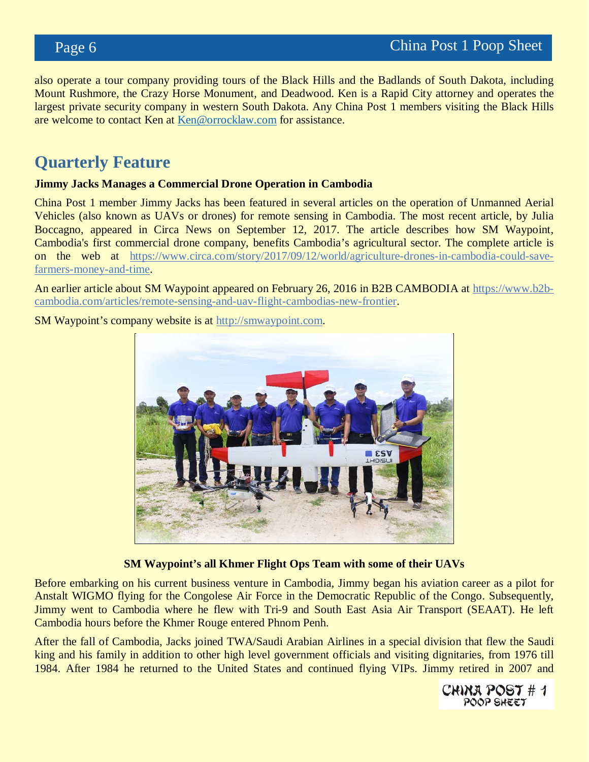also operate a tour company providing tours of the Black Hills and the Badlands of South Dakota, including Mount Rushmore, the Crazy Horse Monument, and Deadwood. Ken is a Rapid City attorney and operates the largest private security company in western South Dakota. Any China Post 1 members visiting the Black Hills are welcome to contact Ken at [Ken@orrocklaw.com](mailto:Ken@orrocklaw.com) for assistance.

## Quarterly Feature

**Jimmy Jacks Manages a Commercial Drone Operation in Cambodia**

China Post 1 member Jimmy Jacks has been featured in several articles on the operation of Unmanned Aerial Vehicles (also known as UAVs or drones) for remote sensing in Cambodia. The most recent article, by Julia Boccagno, appeared in Circa News on September 12, 2017. The article describes how SM Waypoint, Cambodia's first commercial drone company, benefits Cambodia's agricultural sector. The complete article is on the web at [https://www.circa.com/story/2017/09/12/world/agriculture-drones-in-cambodia-could-save-farmers-money-and-time](https://www.circa.com/story/2017/09/12/world/agriculture-drones-in-cambodia-could-save-farmers-money-and-time).

An earlier article about SM Waypoint appeared on February 26, 2016 in B2B CAMBODIA at [https://www.b2b-cambodia.com/articles/remote-sensing-and-uav-flight-cambodias-new-frontier](https://www.b2b-cambodia.com/articles/remote-sensing-and-uav-flight-cambodias-new-frontier).

SM Waypoint's company website is at [http://smwaypoint.com](http://smwaypoint.com).

**SM Waypoint's all Khmer Flight Ops Team with some of their UAVs**

Before embarking on his current business venture in Cambodia, Jimmy began his aviation career as a pilot for Anstalt WIGMO flying for the Congolese Air Force in the Democratic Republic of the Congo. Subsequently, Jimmy went to Cambodia where he flew with Tri-9 and South East Asia Air Transport (SEAAT). He left Cambodia hours before the Khmer Rouge entered Phnom Penh.

After the fall of Cambodia, Jacks joined TWA/Saudi Arabian Airlines in a special division that flew the Saudi king and his family in addition to other high level government officials and visiting dignitaries, from 1976 till 1984. After 1984 he returned to the United States and continued flying VIPs. Jimmy retired in 2007 and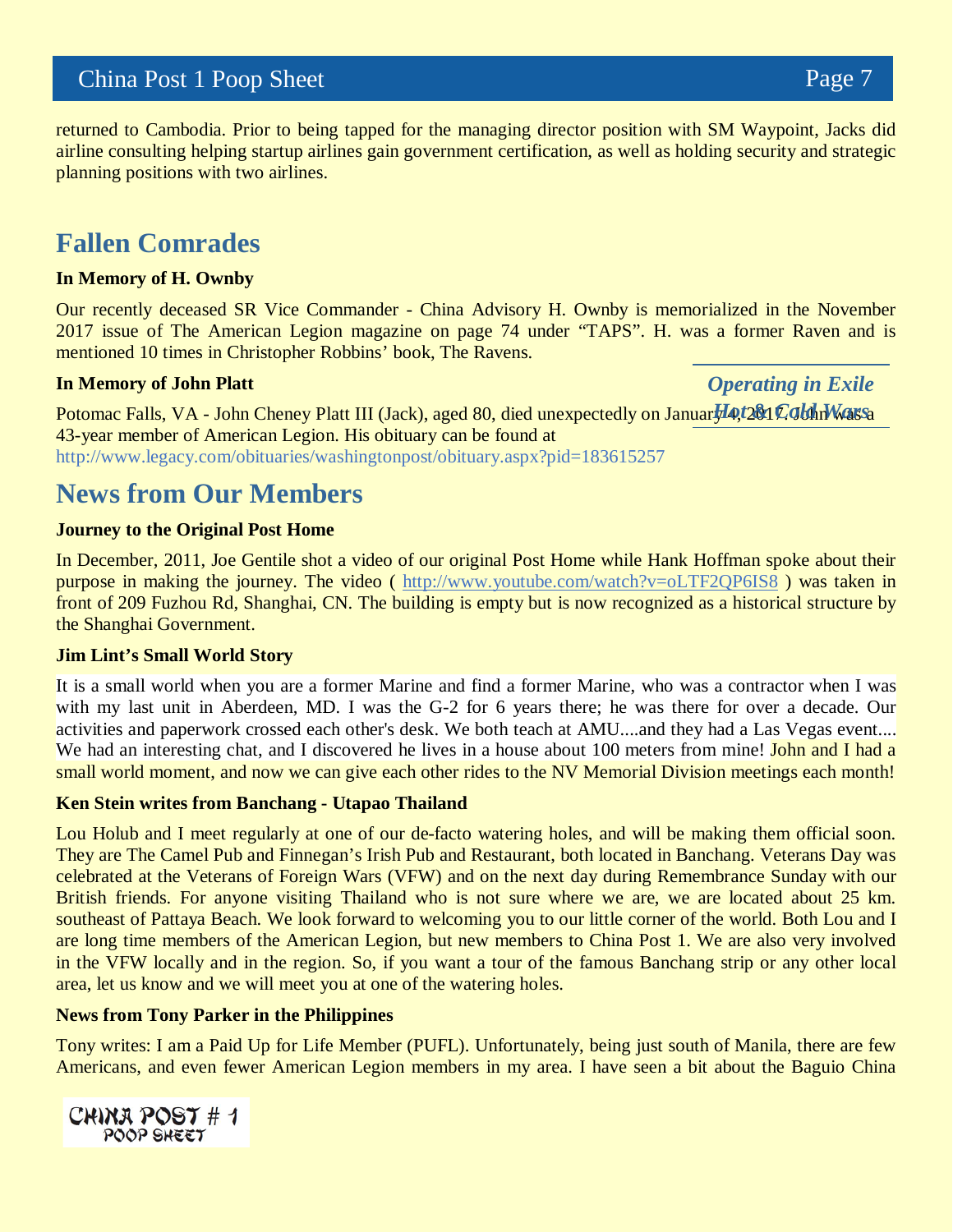returned to Cambodia. Prior to being tapped for the managing director position with SM Waypoint, Jacks did airline consulting helping startup airlines gain government certification, as well as holding security and strategic planning positions with two airlines.

## Fallen Comrades

**In Memory of H. Ownby**

Our recently deceased SR Vice Commander - China Advisory H. Ownby is memorialized in the November 2017 issue of The American Legion magazine on page 74 under "TAPS". H. was a former Raven and is mentioned 10 times in Christopher Robbins' book, The Ravens.

***Operating in Exile***
***Hot & Cold Wars***

**In Memory of John Platt**

Potomac Falls, VA - John Cheney Platt III (Jack), aged 80, died unexpectedly on January 4, 2017. John was a 43-year member of American Legion. His obituary can be found at http://www.legacy.com/obituaries/washingtonpost/obituary.aspx?pid=183615257

## News from Our Members

**Journey to the Original Post Home**

In December, 2011, Joe Gentile shot a video of our original Post Home while Hank Hoffman spoke about their purpose in making the journey. The video ( http://www.youtube.com/watch?v=oLTF2QP6IS8 ) was taken in front of 209 Fuzhou Rd, Shanghai, CN. The building is empty but is now recognized as a historical structure by the Shanghai Government.

**Jim Lint's Small World Story**

It is a small world when you are a former Marine and find a former Marine, who was a contractor when I was with my last unit in Aberdeen, MD. I was the G-2 for 6 years there; he was there for over a decade. Our activities and paperwork crossed each other's desk. We both teach at AMU....and they had a Las Vegas event.... We had an interesting chat, and I discovered he lives in a house about 100 meters from mine! John and I had a small world moment, and now we can give each other rides to the NV Memorial Division meetings each month!

**Ken Stein writes from Banchang - Utapao Thailand**

Lou Holub and I meet regularly at one of our de-facto watering holes, and will be making them official soon. They are The Camel Pub and Finnegan's Irish Pub and Restaurant, both located in Banchang. Veterans Day was celebrated at the Veterans of Foreign Wars (VFW) and on the next day during Remembrance Sunday with our British friends. For anyone visiting Thailand who is not sure where we are, we are located about 25 km. southeast of Pattaya Beach. We look forward to welcoming you to our little corner of the world. Both Lou and I are long time members of the American Legion, but new members to China Post 1. We are also very involved in the VFW locally and in the region. So, if you want a tour of the famous Banchang strip or any other local area, let us know and we will meet you at one of the watering holes.

**News from Tony Parker in the Philippines**

Tony writes: I am a Paid Up for Life Member (PUFL). Unfortunately, being just south of Manila, there are few Americans, and even fewer American Legion members in my area. I have seen a bit about the Baguio China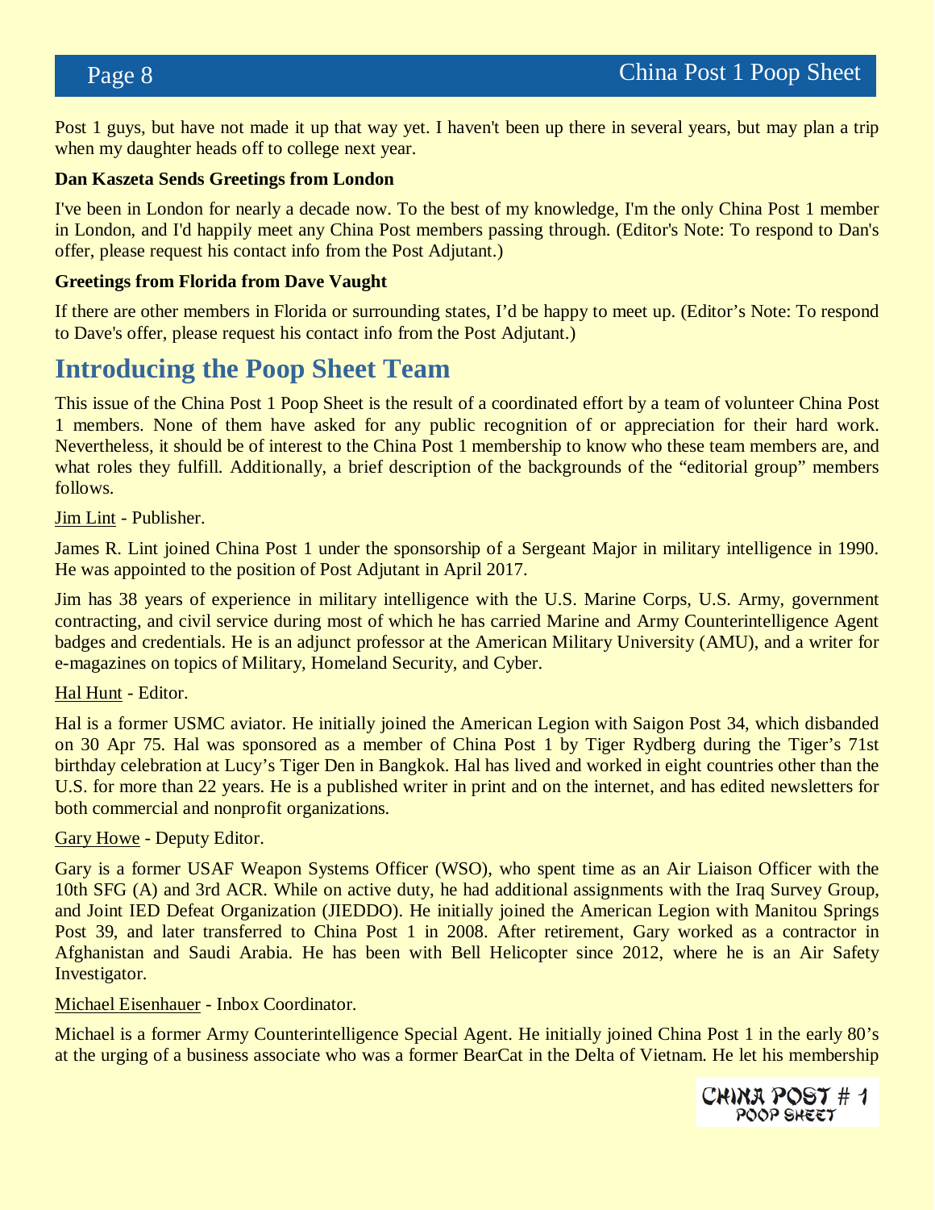Post 1 guys, but have not made it up that way yet. I haven't been up there in several years, but may plan a trip when my daughter heads off to college next year.

**Dan Kaszeta Sends Greetings from London**

I've been in London for nearly a decade now. To the best of my knowledge, I'm the only China Post 1 member in London, and I'd happily meet any China Post members passing through. (Editor's Note: To respond to Dan's offer, please request his contact info from the Post Adjutant.)

**Greetings from Florida from Dave Vaught**

If there are other members in Florida or surrounding states, I'd be happy to meet up. (Editor's Note: To respond to Dave's offer, please request his contact info from the Post Adjutant.)

## Introducing the Poop Sheet Team

This issue of the China Post 1 Poop Sheet is the result of a coordinated effort by a team of volunteer China Post 1 members. None of them have asked for any public recognition of or appreciation for their hard work. Nevertheless, it should be of interest to the China Post 1 membership to know who these team members are, and what roles they fulfill. Additionally, a brief description of the backgrounds of the "editorial group" members follows.

Jim Lint - Publisher.

James R. Lint joined China Post 1 under the sponsorship of a Sergeant Major in military intelligence in 1990. He was appointed to the position of Post Adjutant in April 2017.

Jim has 38 years of experience in military intelligence with the U.S. Marine Corps, U.S. Army, government contracting, and civil service during most of which he has carried Marine and Army Counterintelligence Agent badges and credentials. He is an adjunct professor at the American Military University (AMU), and a writer for e-magazines on topics of Military, Homeland Security, and Cyber.

Hal Hunt - Editor.

Hal is a former USMC aviator. He initially joined the American Legion with Saigon Post 34, which disbanded on 30 Apr 75. Hal was sponsored as a member of China Post 1 by Tiger Rydberg during the Tiger's 71st birthday celebration at Lucy's Tiger Den in Bangkok. Hal has lived and worked in eight countries other than the U.S. for more than 22 years. He is a published writer in print and on the internet, and has edited newsletters for both commercial and nonprofit organizations.

Gary Howe - Deputy Editor.

Gary is a former USAF Weapon Systems Officer (WSO), who spent time as an Air Liaison Officer with the 10th SFG (A) and 3rd ACR. While on active duty, he had additional assignments with the Iraq Survey Group, and Joint IED Defeat Organization (JIEDDO). He initially joined the American Legion with Manitou Springs Post 39, and later transferred to China Post 1 in 2008. After retirement, Gary worked as a contractor in Afghanistan and Saudi Arabia. He has been with Bell Helicopter since 2012, where he is an Air Safety Investigator.

Michael Eisenhauer - Inbox Coordinator.

Michael is a former Army Counterintelligence Special Agent. He initially joined China Post 1 in the early 80's at the urging of a business associate who was a former BearCat in the Delta of Vietnam. He let his membership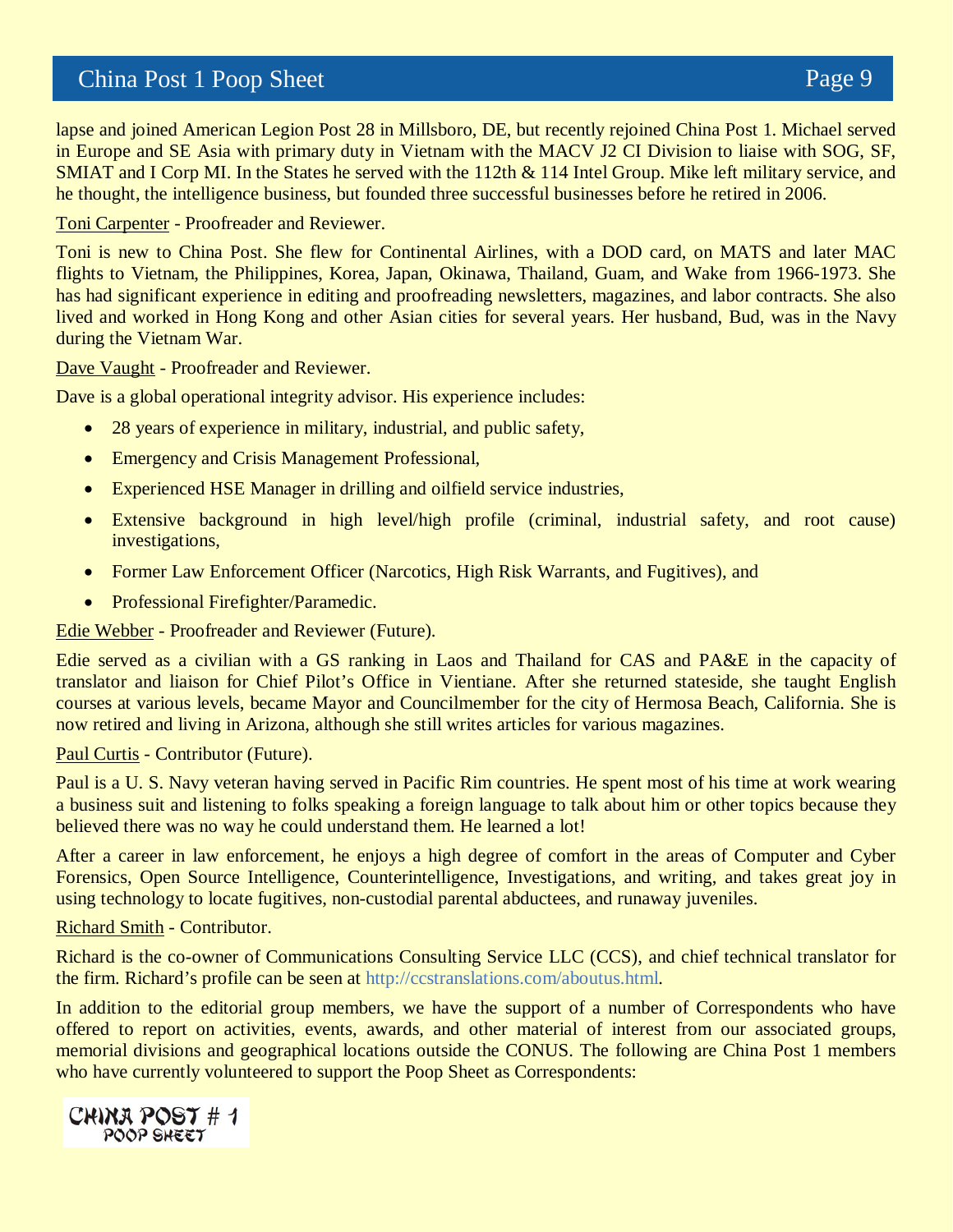lapse and joined American Legion Post 28 in Millsboro, DE, but recently rejoined China Post 1. Michael served in Europe and SE Asia with primary duty in Vietnam with the MACV J2 CI Division to liaise with SOG, SF, SMIAT and I Corp MI. In the States he served with the 112th & 114 Intel Group. Mike left military service, and he thought, the intelligence business, but founded three successful businesses before he retired in 2006.

Toni Carpenter - Proofreader and Reviewer.

Toni is new to China Post. She flew for Continental Airlines, with a DOD card, on MATS and later MAC flights to Vietnam, the Philippines, Korea, Japan, Okinawa, Thailand, Guam, and Wake from 1966-1973. She has had significant experience in editing and proofreading newsletters, magazines, and labor contracts. She also lived and worked in Hong Kong and other Asian cities for several years. Her husband, Bud, was in the Navy during the Vietnam War.

Dave Vaught - Proofreader and Reviewer.

Dave is a global operational integrity advisor. His experience includes:

- 28 years of experience in military, industrial, and public safety,
- Emergency and Crisis Management Professional,
- Experienced HSE Manager in drilling and oilfield service industries,
- Extensive background in high level/high profile (criminal, industrial safety, and root cause) investigations,
- Former Law Enforcement Officer (Narcotics, High Risk Warrants, and Fugitives), and
- Professional Firefighter/Paramedic.

Edie Webber - Proofreader and Reviewer (Future).

Edie served as a civilian with a GS ranking in Laos and Thailand for CAS and PA&E in the capacity of translator and liaison for Chief Pilot's Office in Vientiane. After she returned stateside, she taught English courses at various levels, became Mayor and Councilmember for the city of Hermosa Beach, California. She is now retired and living in Arizona, although she still writes articles for various magazines.

Paul Curtis - Contributor (Future).

Paul is a U. S. Navy veteran having served in Pacific Rim countries. He spent most of his time at work wearing a business suit and listening to folks speaking a foreign language to talk about him or other topics because they believed there was no way he could understand them. He learned a lot!

After a career in law enforcement, he enjoys a high degree of comfort in the areas of Computer and Cyber Forensics, Open Source Intelligence, Counterintelligence, Investigations, and writing, and takes great joy in using technology to locate fugitives, non-custodial parental abductees, and runaway juveniles.

Richard Smith - Contributor.

Richard is the co-owner of Communications Consulting Service LLC (CCS), and chief technical translator for the firm. Richard's profile can be seen at http://ccstranslations.com/aboutus.html.

In addition to the editorial group members, we have the support of a number of Correspondents who have offered to report on activities, events, awards, and other material of interest from our associated groups, memorial divisions and geographical locations outside the CONUS. The following are China Post 1 members who have currently volunteered to support the Poop Sheet as Correspondents:

CHINA POST # 1
POOP SHEET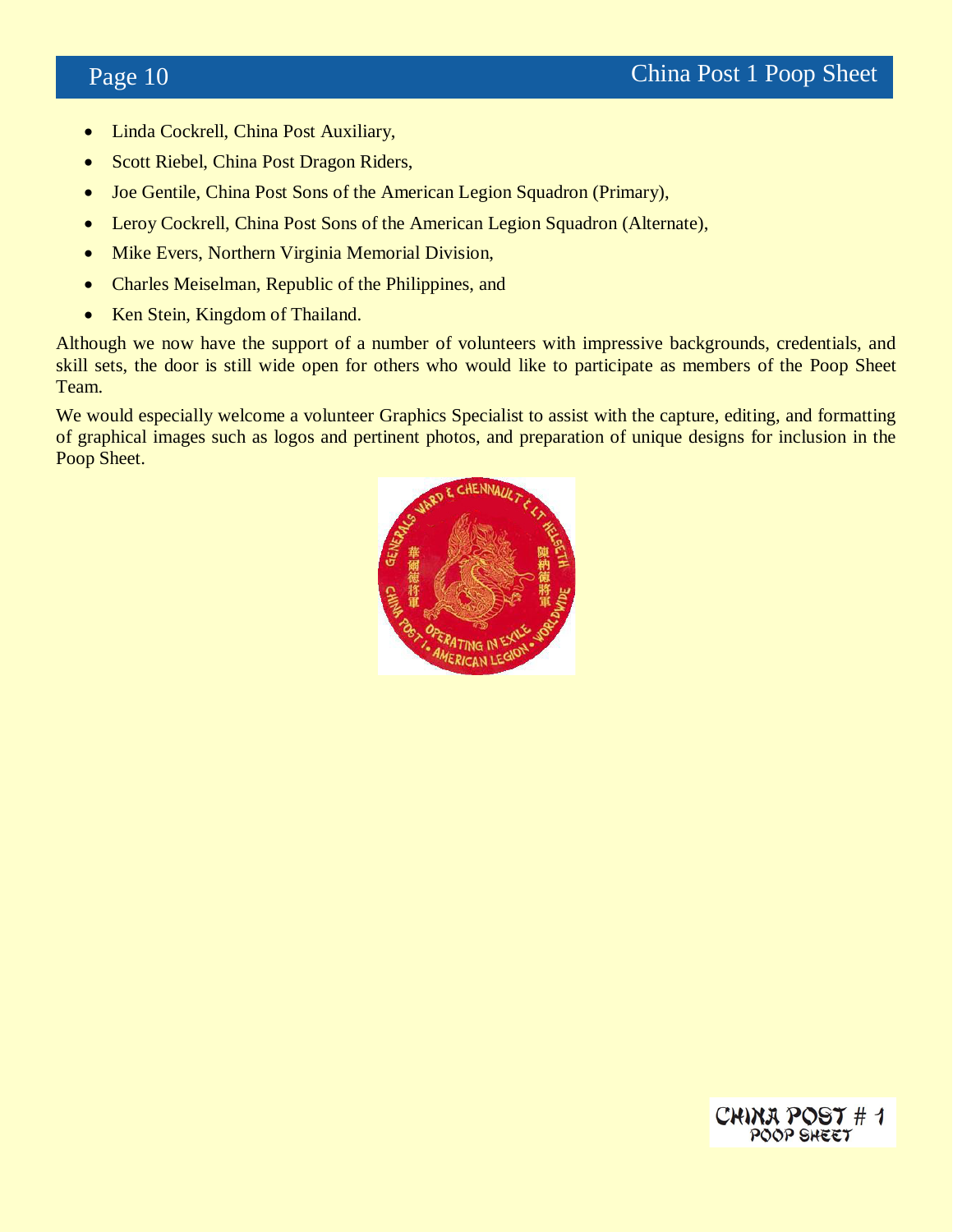- Linda Cockrell, China Post Auxiliary,
- Scott Riebel, China Post Dragon Riders,
- Joe Gentile, China Post Sons of the American Legion Squadron (Primary),
- Leroy Cockrell, China Post Sons of the American Legion Squadron (Alternate),
- Mike Evers, Northern Virginia Memorial Division,
- Charles Meiselman, Republic of the Philippines, and
- Ken Stein, Kingdom of Thailand.

Although we now have the support of a number of volunteers with impressive backgrounds, credentials, and skill sets, the door is still wide open for others who would like to participate as members of the Poop Sheet Team.

We would especially welcome a volunteer Graphics Specialist to assist with the capture, editing, and formatting of graphical images such as logos and pertinent photos, and preparation of unique designs for inclusion in the Poop Sheet.